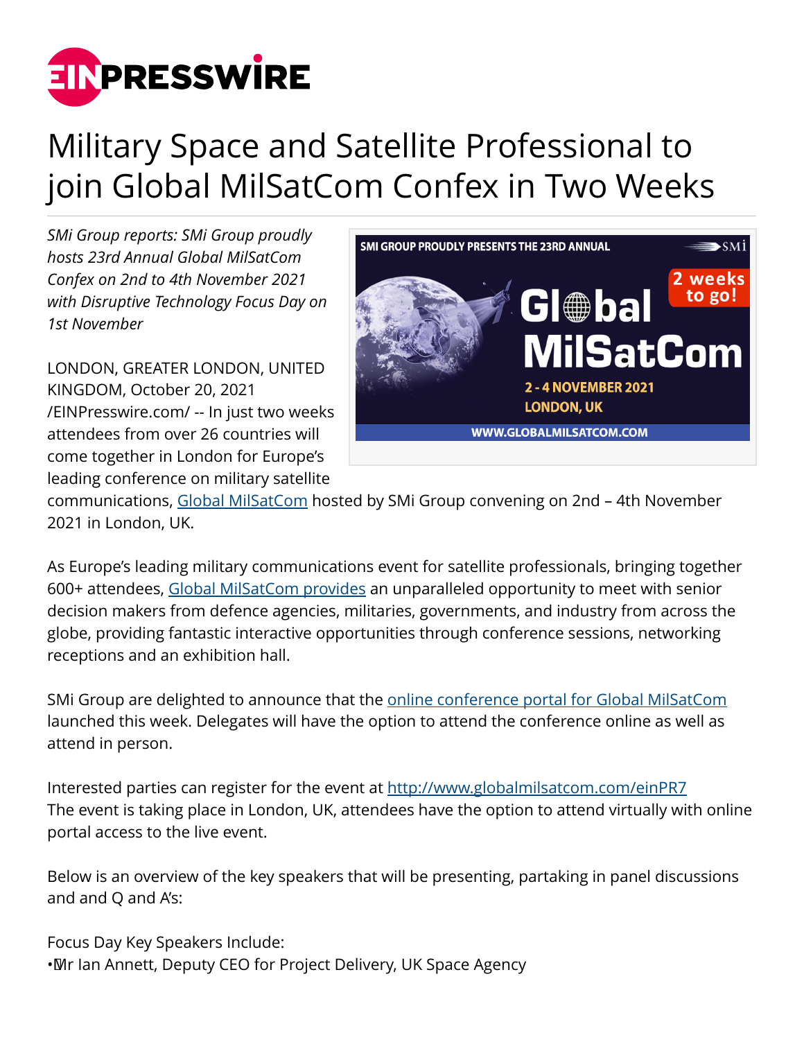# Military Space and Satellite Professional to join Global MilSatCom Confex in Two Weeks

*SMi Group reports: SMi Group proudly hosts 23rd Annual Global MilSatCom Confex on 2nd to 4th November 2021 with Disruptive Technology Focus Day on 1st November*

LONDON, GREATER LONDON, UNITED KINGDOM, October 20, 2021 /EINPresswire.com/ -- In just two weeks attendees from over 26 countries will come together in London for Europe's leading conference on military satellite communications, Global MilSatCom hosted by SMi Group convening on 2nd – 4th November 2021 in London, UK.

As Europe's leading military communications event for satellite professionals, bringing together 600+ attendees, Global MilSatCom provides an unparalleled opportunity to meet with senior decision makers from defence agencies, militaries, governments, and industry from across the globe, providing fantastic interactive opportunities through conference sessions, networking receptions and an exhibition hall.

SMi Group are delighted to announce that the online conference portal for Global MilSatCom launched this week. Delegates will have the option to attend the conference online as well as attend in person.

Interested parties can register for the event at http://www.globalmilsatcom.com/einPR7
The event is taking place in London, UK, attendees have the option to attend virtually with online portal access to the live event.

Below is an overview of the key speakers that will be presenting, partaking in panel discussions and and Q and A's:

Focus Day Key Speakers Include:
• Mr Ian Annett, Deputy CEO for Project Delivery, UK Space Agency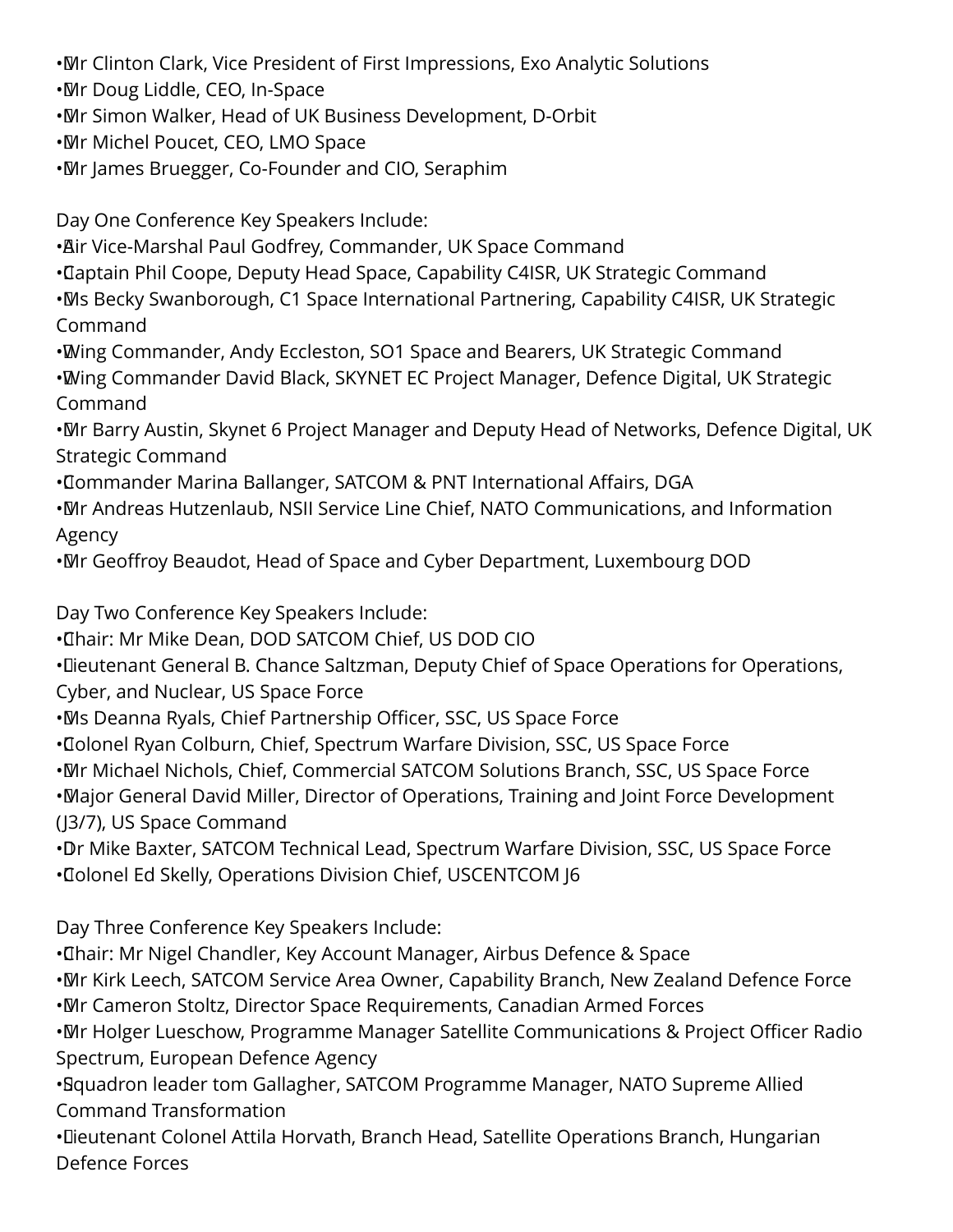- Mr Clinton Clark, Vice President of First Impressions, Exo Analytic Solutions
- Mr Doug Liddle, CEO, In-Space
- Mr Simon Walker, Head of UK Business Development, D-Orbit
- Mr Michel Poucet, CEO, LMO Space
- Mr James Bruegger, Co-Founder and CIO, Seraphim

Day One Conference Key Speakers Include:

- Air Vice-Marshal Paul Godfrey, Commander, UK Space Command
- Captain Phil Coope, Deputy Head Space, Capability C4ISR, UK Strategic Command
- Ms Becky Swanborough, C1 Space International Partnering, Capability C4ISR, UK Strategic Command
- Wing Commander, Andy Eccleston, SO1 Space and Bearers, UK Strategic Command
- Wing Commander David Black, SKYNET EC Project Manager, Defence Digital, UK Strategic Command
- Mr Barry Austin, Skynet 6 Project Manager and Deputy Head of Networks, Defence Digital, UK Strategic Command
- Commander Marina Ballanger, SATCOM & PNT International Affairs, DGA
- Mr Andreas Hutzenlaub, NSII Service Line Chief, NATO Communications, and Information Agency
- Mr Geoffroy Beaudot, Head of Space and Cyber Department, Luxembourg DOD

Day Two Conference Key Speakers Include:

- Chair: Mr Mike Dean, DOD SATCOM Chief, US DOD CIO
- Lieutenant General B. Chance Saltzman, Deputy Chief of Space Operations for Operations, Cyber, and Nuclear, US Space Force
- Ms Deanna Ryals, Chief Partnership Officer, SSC, US Space Force
- Colonel Ryan Colburn, Chief, Spectrum Warfare Division, SSC, US Space Force
- Mr Michael Nichols, Chief, Commercial SATCOM Solutions Branch, SSC, US Space Force
- Major General David Miller, Director of Operations, Training and Joint Force Development (J3/7), US Space Command
- Dr Mike Baxter, SATCOM Technical Lead, Spectrum Warfare Division, SSC, US Space Force
- Colonel Ed Skelly, Operations Division Chief, USCENTCOM J6

Day Three Conference Key Speakers Include:

- Chair: Mr Nigel Chandler, Key Account Manager, Airbus Defence & Space
- Mr Kirk Leech, SATCOM Service Area Owner, Capability Branch, New Zealand Defence Force
- Mr Cameron Stoltz, Director Space Requirements, Canadian Armed Forces
- Mr Holger Lueschow, Programme Manager Satellite Communications & Project Officer Radio Spectrum, European Defence Agency
- Squadron leader tom Gallagher, SATCOM Programme Manager, NATO Supreme Allied Command Transformation
- Lieutenant Colonel Attila Horvath, Branch Head, Satellite Operations Branch, Hungarian Defence Forces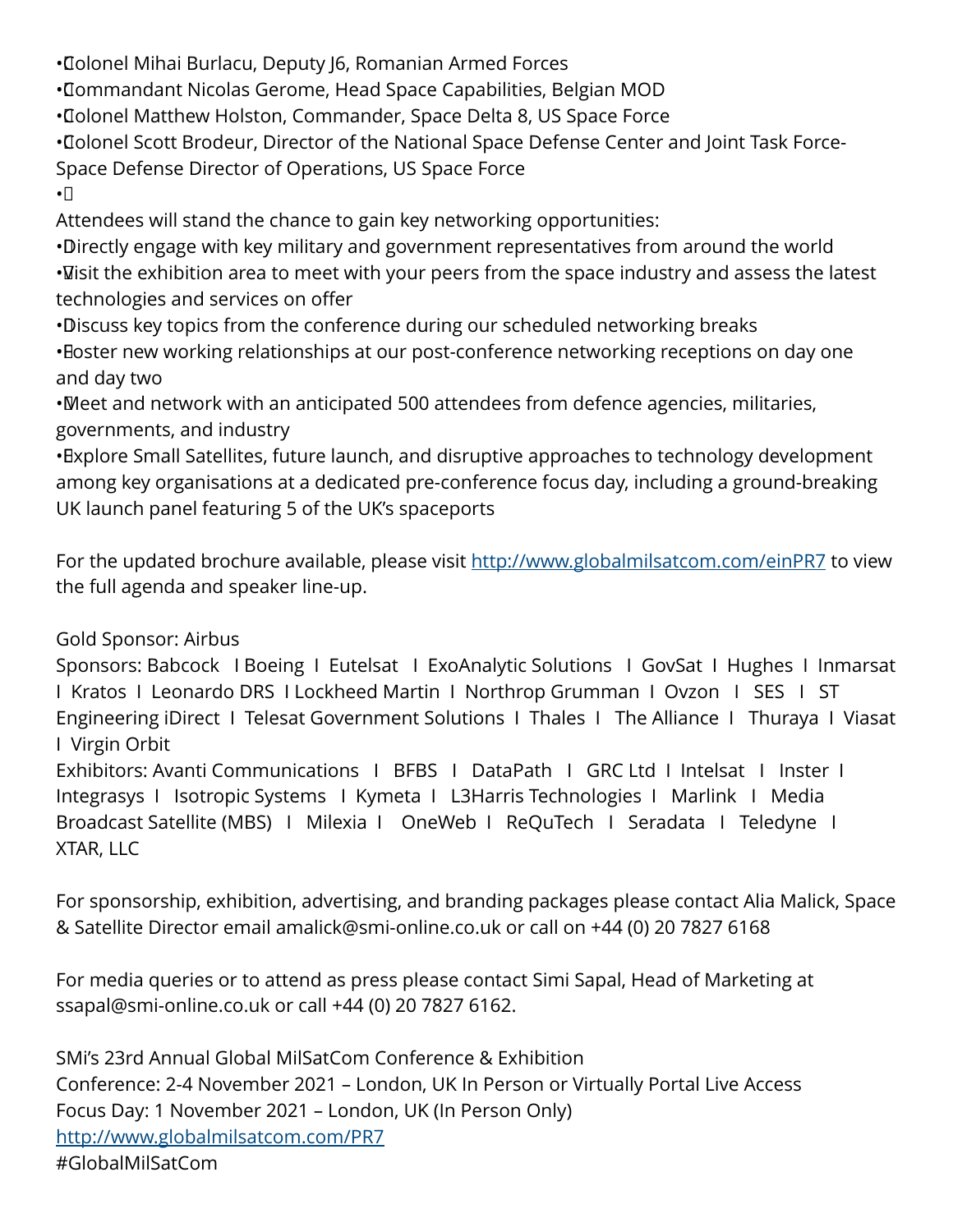- Colonel Mihai Burlacu, Deputy J6, Romanian Armed Forces
- Commandant Nicolas Gerome, Head Space Capabilities, Belgian MOD
- Colonel Matthew Holston, Commander, Space Delta 8, US Space Force
- Colonel Scott Brodeur, Director of the National Space Defense Center and Joint Task Force-Space Defense Director of Operations, US Space Force
-

Attendees will stand the chance to gain key networking opportunities:

- Directly engage with key military and government representatives from around the world
- Visit the exhibition area to meet with your peers from the space industry and assess the latest technologies and services on offer
- Discuss key topics from the conference during our scheduled networking breaks
- Foster new working relationships at our post-conference networking receptions on day one and day two
- Meet and network with an anticipated 500 attendees from defence agencies, militaries, governments, and industry
- Explore Small Satellites, future launch, and disruptive approaches to technology development among key organisations at a dedicated pre-conference focus day, including a ground-breaking UK launch panel featuring 5 of the UK's spaceports

For the updated brochure available, please visit http://www.globalmilsatcom.com/einPR7 to view the full agenda and speaker line-up.

Gold Sponsor: Airbus
Sponsors: Babcock I Boeing I Eutelsat I ExoAnalytic Solutions I GovSat I Hughes I Inmarsat I Kratos I Leonardo DRS I Lockheed Martin I Northrop Grumman I Ovzon I SES I ST Engineering iDirect I Telesat Government Solutions I Thales I The Alliance I Thuraya I Viasat I Virgin Orbit
Exhibitors: Avanti Communications I BFBS I DataPath I GRC Ltd I Intelsat I Inster I Integrasys I Isotropic Systems I Kymeta I L3Harris Technologies I Marlink I Media Broadcast Satellite (MBS) I Milexia I OneWeb I ReQuTech I Seradata I Teledyne I XTAR, LLC

For sponsorship, exhibition, advertising, and branding packages please contact Alia Malick, Space & Satellite Director email amalick@smi-online.co.uk or call on +44 (0) 20 7827 6168

For media queries or to attend as press please contact Simi Sapal, Head of Marketing at ssapal@smi-online.co.uk or call +44 (0) 20 7827 6162.

SMi's 23rd Annual Global MilSatCom Conference & Exhibition
Conference: 2-4 November 2021 – London, UK In Person or Virtually Portal Live Access
Focus Day: 1 November 2021 – London, UK (In Person Only)
http://www.globalmilsatcom.com/PR7
#GlobalMilSatCom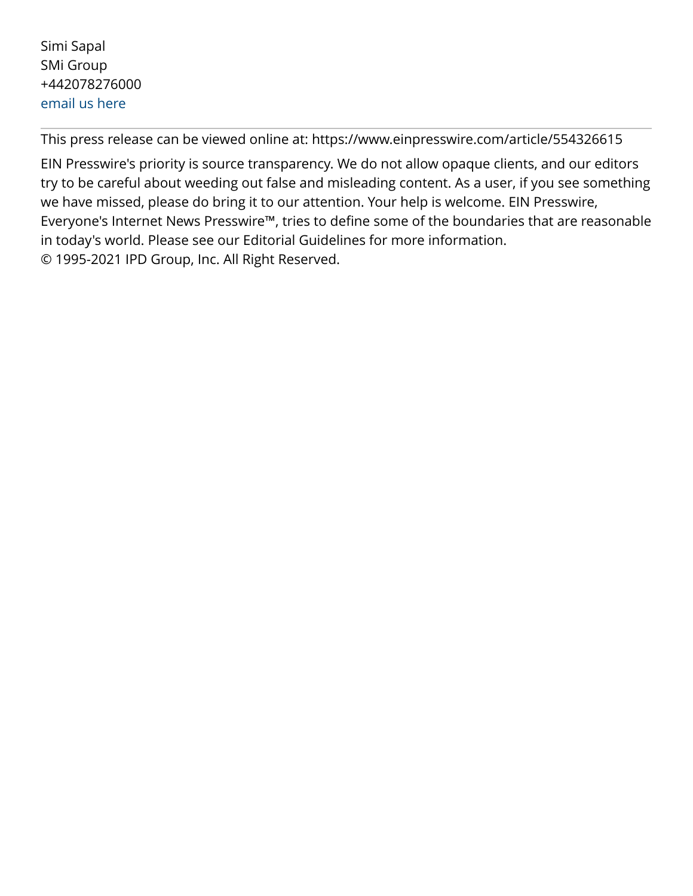Simi Sapal
SMi Group
+442078276000
email us here

---

This press release can be viewed online at: https://www.einpresswire.com/article/554326615

EIN Presswire's priority is source transparency. We do not allow opaque clients, and our editors try to be careful about weeding out false and misleading content. As a user, if you see something we have missed, please do bring it to our attention. Your help is welcome. EIN Presswire, Everyone's Internet News Presswire™, tries to define some of the boundaries that are reasonable in today's world. Please see our Editorial Guidelines for more information.
© 1995-2021 IPD Group, Inc. All Right Reserved.